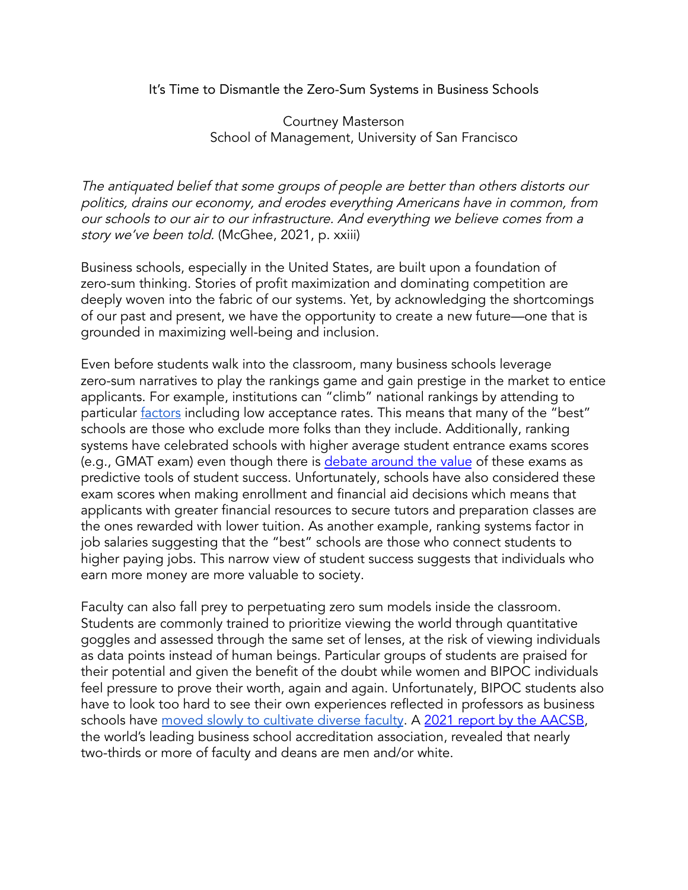# It's Time to Dismantle the Zero-Sum Systems in Business Schools

Courtney Masterson
School of Management, University of San Francisco

*The antiquated belief that some groups of people are better than others distorts our politics, drains our economy, and erodes everything Americans have in common, from our schools to our air to our infrastructure. And everything we believe comes from a story we've been told.* (McGhee, 2021, p. xxiii)

Business schools, especially in the United States, are built upon a foundation of zero-sum thinking. Stories of profit maximization and dominating competition are deeply woven into the fabric of our systems. Yet, by acknowledging the shortcomings of our past and present, we have the opportunity to create a new future—one that is grounded in maximizing well-being and inclusion.

Even before students walk into the classroom, many business schools leverage zero-sum narratives to play the rankings game and gain prestige in the market to entice applicants. For example, institutions can "climb" national rankings by attending to particular factors including low acceptance rates. This means that many of the "best" schools are those who exclude more folks than they include. Additionally, ranking systems have celebrated schools with higher average student entrance exams scores (e.g., GMAT exam) even though there is debate around the value of these exams as predictive tools of student success. Unfortunately, schools have also considered these exam scores when making enrollment and financial aid decisions which means that applicants with greater financial resources to secure tutors and preparation classes are the ones rewarded with lower tuition. As another example, ranking systems factor in job salaries suggesting that the "best" schools are those who connect students to higher paying jobs. This narrow view of student success suggests that individuals who earn more money are more valuable to society.

Faculty can also fall prey to perpetuating zero sum models inside the classroom. Students are commonly trained to prioritize viewing the world through quantitative goggles and assessed through the same set of lenses, at the risk of viewing individuals as data points instead of human beings. Particular groups of students are praised for their potential and given the benefit of the doubt while women and BIPOC individuals feel pressure to prove their worth, again and again. Unfortunately, BIPOC students also have to look too hard to see their own experiences reflected in professors as business schools have moved slowly to cultivate diverse faculty. A 2021 report by the AACSB, the world's leading business school accreditation association, revealed that nearly two-thirds or more of faculty and deans are men and/or white.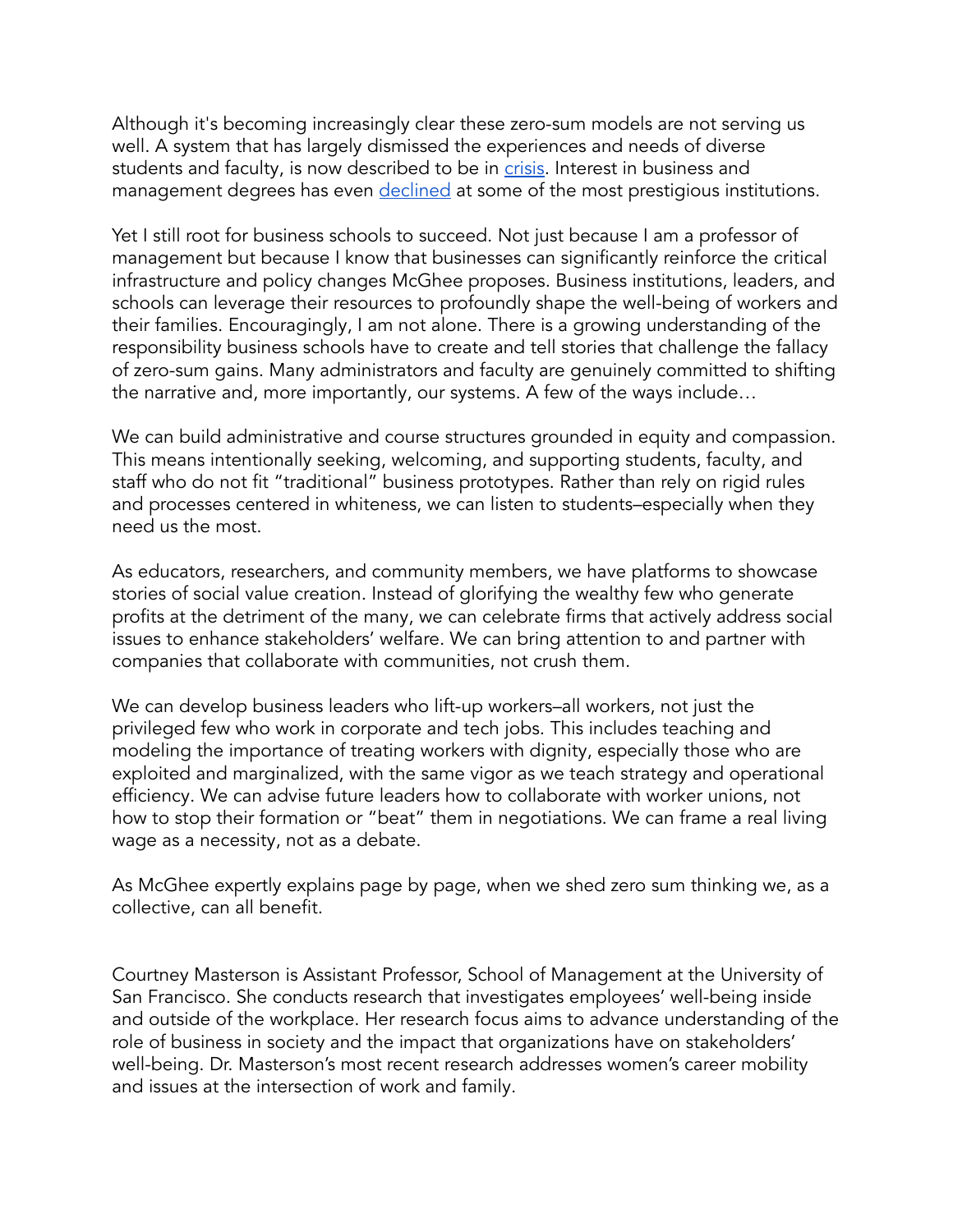Although it's becoming increasingly clear these zero-sum models are not serving us well. A system that has largely dismissed the experiences and needs of diverse students and faculty, is now described to be in crisis. Interest in business and management degrees has even declined at some of the most prestigious institutions.

Yet I still root for business schools to succeed. Not just because I am a professor of management but because I know that businesses can significantly reinforce the critical infrastructure and policy changes McGhee proposes. Business institutions, leaders, and schools can leverage their resources to profoundly shape the well-being of workers and their families. Encouragingly, I am not alone. There is a growing understanding of the responsibility business schools have to create and tell stories that challenge the fallacy of zero-sum gains. Many administrators and faculty are genuinely committed to shifting the narrative and, more importantly, our systems. A few of the ways include…

We can build administrative and course structures grounded in equity and compassion. This means intentionally seeking, welcoming, and supporting students, faculty, and staff who do not fit "traditional" business prototypes. Rather than rely on rigid rules and processes centered in whiteness, we can listen to students–especially when they need us the most.

As educators, researchers, and community members, we have platforms to showcase stories of social value creation. Instead of glorifying the wealthy few who generate profits at the detriment of the many, we can celebrate firms that actively address social issues to enhance stakeholders' welfare. We can bring attention to and partner with companies that collaborate with communities, not crush them.

We can develop business leaders who lift-up workers–all workers, not just the privileged few who work in corporate and tech jobs. This includes teaching and modeling the importance of treating workers with dignity, especially those who are exploited and marginalized, with the same vigor as we teach strategy and operational efficiency. We can advise future leaders how to collaborate with worker unions, not how to stop their formation or "beat" them in negotiations. We can frame a real living wage as a necessity, not as a debate.

As McGhee expertly explains page by page, when we shed zero sum thinking we, as a collective, can all benefit.

Courtney Masterson is Assistant Professor, School of Management at the University of San Francisco. She conducts research that investigates employees' well-being inside and outside of the workplace. Her research focus aims to advance understanding of the role of business in society and the impact that organizations have on stakeholders' well-being. Dr. Masterson's most recent research addresses women's career mobility and issues at the intersection of work and family.